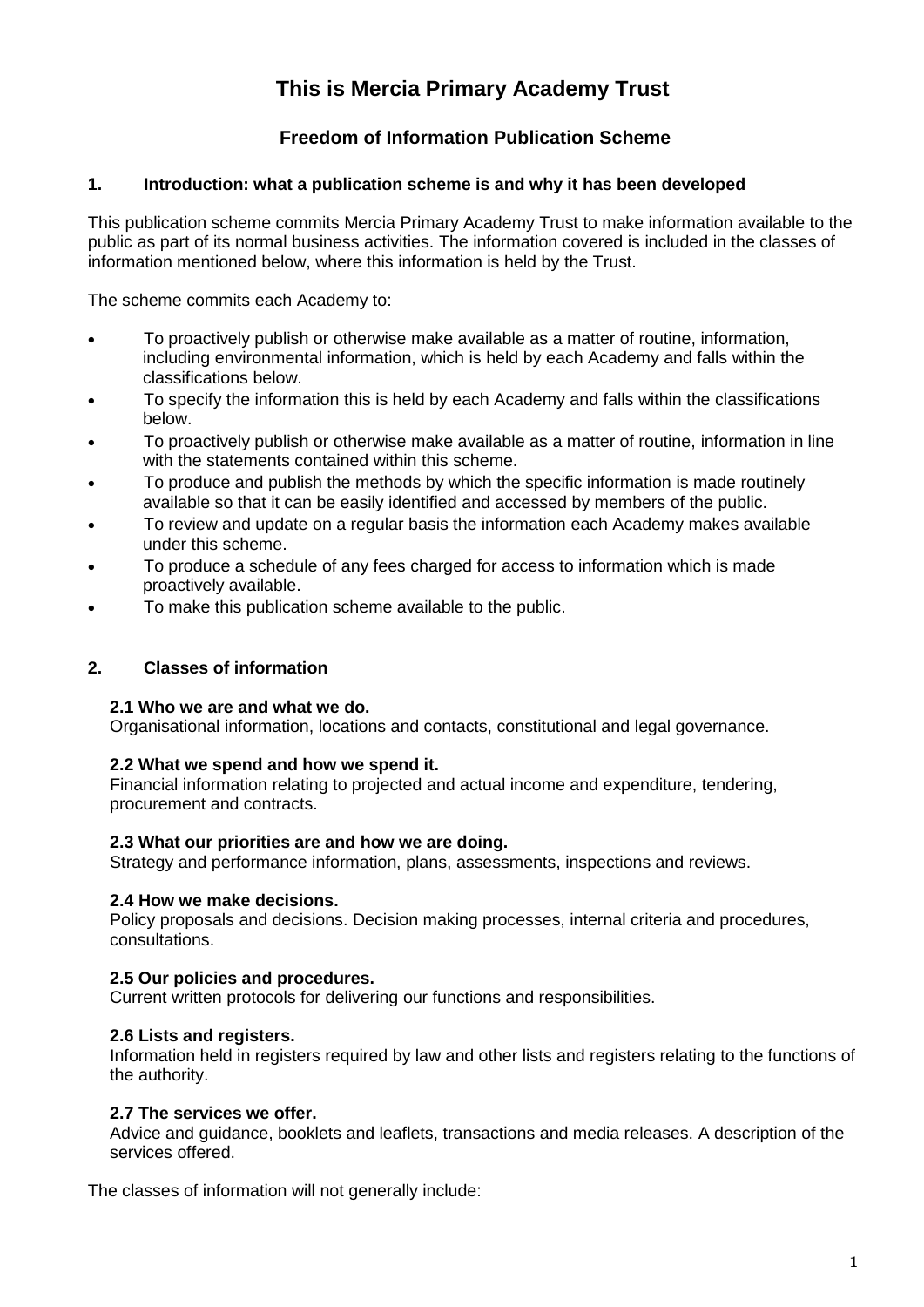# This is Mercia Primary Academy Trust

## Freedom of Information Publication Scheme

### 1. Introduction: what a publication scheme is and why it has been developed

This publication scheme commits Mercia Primary Academy Trust to make information available to the public as part of its normal business activities. The information covered is included in the classes of information mentioned below, where this information is held by the Trust.

The scheme commits each Academy to:

- To proactively publish or otherwise make available as a matter of routine, information, including environmental information, which is held by each Academy and falls within the classifications below.
- To specify the information this is held by each Academy and falls within the classifications below.
- To proactively publish or otherwise make available as a matter of routine, information in line with the statements contained within this scheme.
- To produce and publish the methods by which the specific information is made routinely available so that it can be easily identified and accessed by members of the public.
- To review and update on a regular basis the information each Academy makes available under this scheme.
- To produce a schedule of any fees charged for access to information which is made proactively available.
- To make this publication scheme available to the public.

### 2. Classes of information

**2.1 Who we are and what we do.**
Organisational information, locations and contacts, constitutional and legal governance.

**2.2 What we spend and how we spend it.**
Financial information relating to projected and actual income and expenditure, tendering, procurement and contracts.

**2.3 What our priorities are and how we are doing.**
Strategy and performance information, plans, assessments, inspections and reviews.

**2.4 How we make decisions.**
Policy proposals and decisions. Decision making processes, internal criteria and procedures, consultations.

**2.5 Our policies and procedures.**
Current written protocols for delivering our functions and responsibilities.

**2.6 Lists and registers.**
Information held in registers required by law and other lists and registers relating to the functions of the authority.

**2.7 The services we offer.**
Advice and guidance, booklets and leaflets, transactions and media releases. A description of the services offered.

The classes of information will not generally include: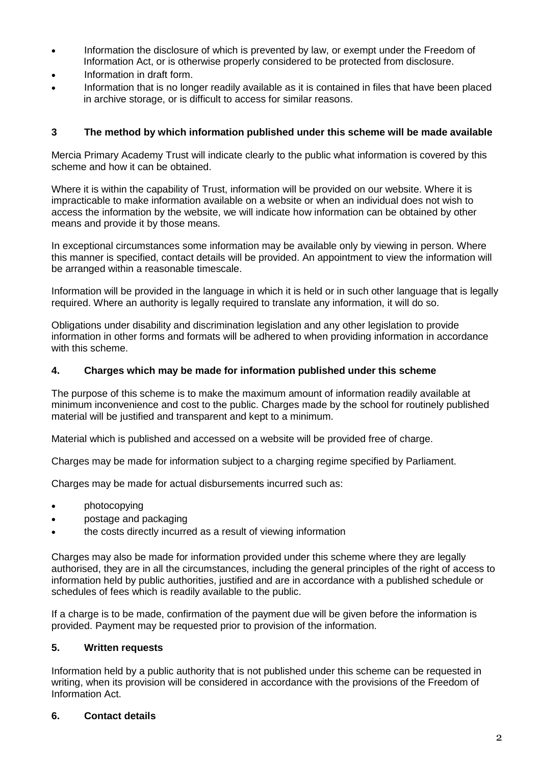- Information the disclosure of which is prevented by law, or exempt under the Freedom of Information Act, or is otherwise properly considered to be protected from disclosure.
- Information in draft form.
- Information that is no longer readily available as it is contained in files that have been placed in archive storage, or is difficult to access for similar reasons.

## 3 The method by which information published under this scheme will be made available

Mercia Primary Academy Trust will indicate clearly to the public what information is covered by this scheme and how it can be obtained.

Where it is within the capability of Trust, information will be provided on our website. Where it is impracticable to make information available on a website or when an individual does not wish to access the information by the website, we will indicate how information can be obtained by other means and provide it by those means.

In exceptional circumstances some information may be available only by viewing in person. Where this manner is specified, contact details will be provided. An appointment to view the information will be arranged within a reasonable timescale.

Information will be provided in the language in which it is held or in such other language that is legally required. Where an authority is legally required to translate any information, it will do so.

Obligations under disability and discrimination legislation and any other legislation to provide information in other forms and formats will be adhered to when providing information in accordance with this scheme.

## 4. Charges which may be made for information published under this scheme

The purpose of this scheme is to make the maximum amount of information readily available at minimum inconvenience and cost to the public. Charges made by the school for routinely published material will be justified and transparent and kept to a minimum.

Material which is published and accessed on a website will be provided free of charge.

Charges may be made for information subject to a charging regime specified by Parliament.

Charges may be made for actual disbursements incurred such as:

- photocopying
- postage and packaging
- the costs directly incurred as a result of viewing information

Charges may also be made for information provided under this scheme where they are legally authorised, they are in all the circumstances, including the general principles of the right of access to information held by public authorities, justified and are in accordance with a published schedule or schedules of fees which is readily available to the public.

If a charge is to be made, confirmation of the payment due will be given before the information is provided. Payment may be requested prior to provision of the information.

## 5. Written requests

Information held by a public authority that is not published under this scheme can be requested in writing, when its provision will be considered in accordance with the provisions of the Freedom of Information Act.

## 6. Contact details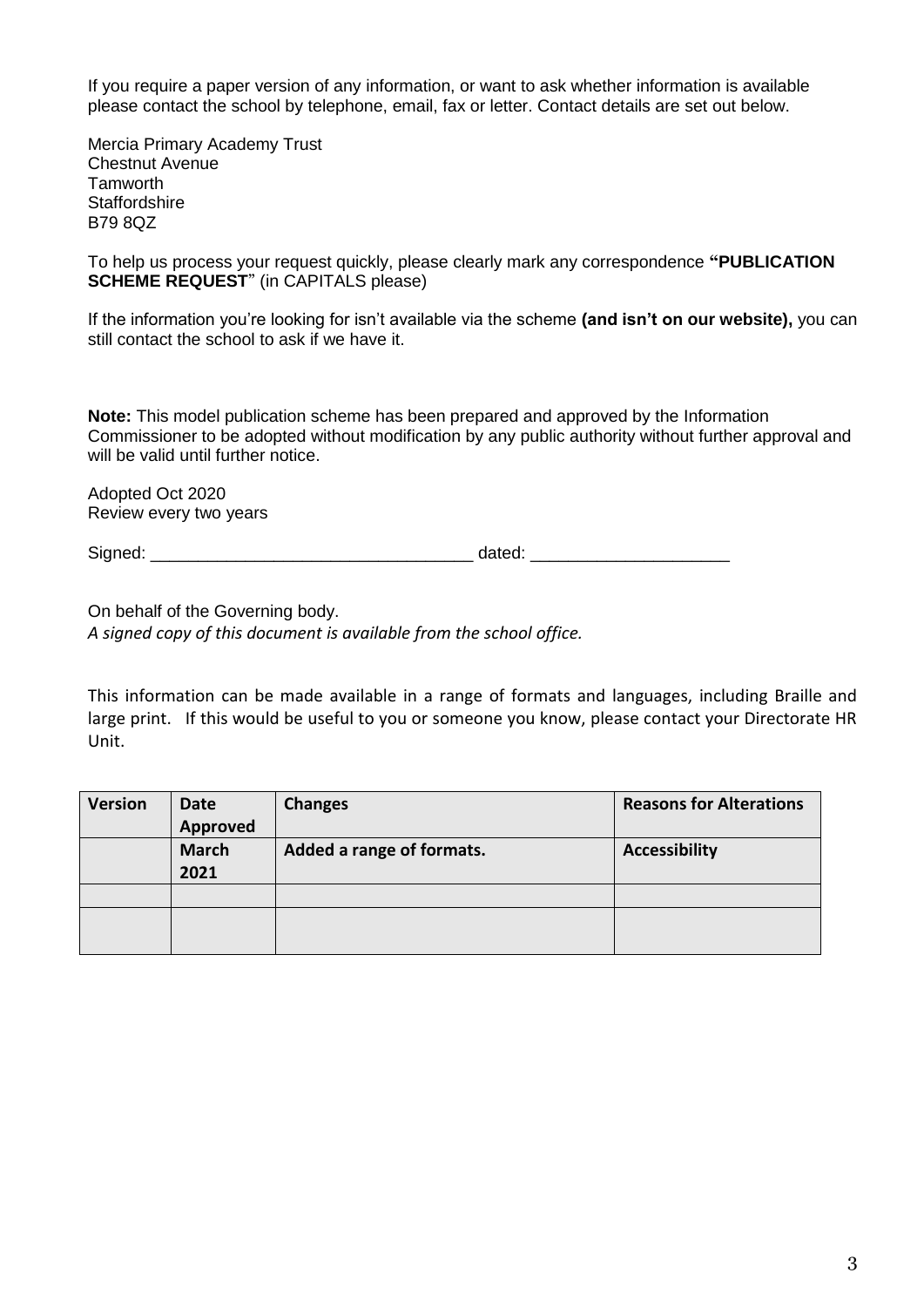If you require a paper version of any information, or want to ask whether information is available please contact the school by telephone, email, fax or letter. Contact details are set out below.

Mercia Primary Academy Trust
Chestnut Avenue
Tamworth
Staffordshire
B79 8QZ

To help us process your request quickly, please clearly mark any correspondence **"PUBLICATION SCHEME REQUEST"** (in CAPITALS please)

If the information you're looking for isn't available via the scheme **(and isn't on our website),** you can still contact the school to ask if we have it.

**Note:** This model publication scheme has been prepared and approved by the Information Commissioner to be adopted without modification by any public authority without further approval and will be valid until further notice.

Adopted Oct 2020
Review every two years

Signed: _________________________________ dated: ____________________

On behalf of the Governing body.
*A signed copy of this document is available from the school office.*

This information can be made available in a range of formats and languages, including Braille and large print. If this would be useful to you or someone you know, please contact your Directorate HR Unit.

| Version | Date Approved | Changes | Reasons for Alterations |
|---|---|---|---|
| | **March 2021** | **Added a range of formats.** | **Accessibility** |
| | | | |
| | | | |